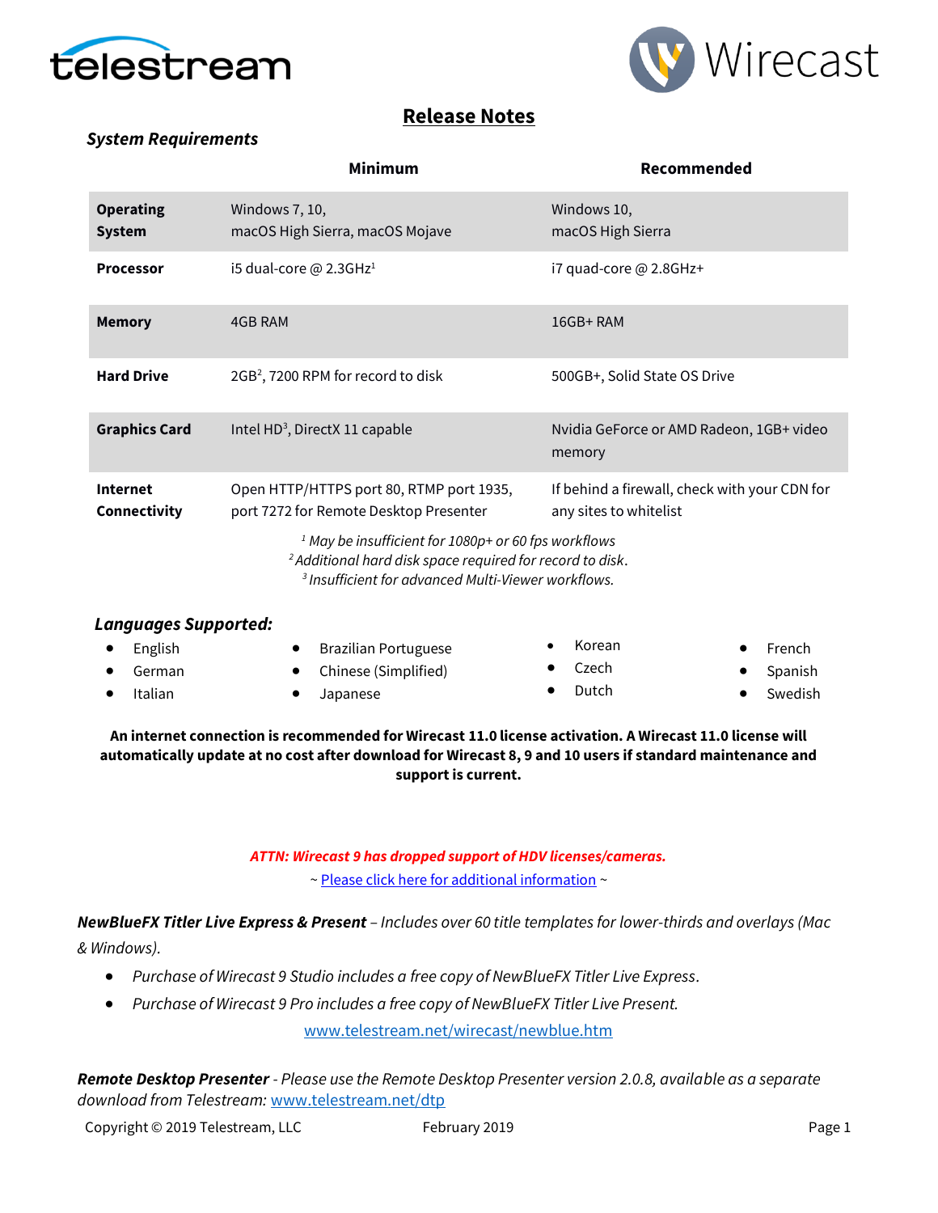# Release Notes

### *System Requirements*

| | Minimum | Recommended |
|---|---|---|
| **Operating System** | Windows 7, 10,<br>macOS High Sierra, macOS Mojave | Windows 10,<br>macOS High Sierra |
| **Processor** | i5 dual-core @ 2.3GHz[1] | i7 quad-core @ 2.8GHz+ |
| **Memory** | 4GB RAM | 16GB+ RAM |
| **Hard Drive** | 2GB[2], 7200 RPM for record to disk | 500GB+, Solid State OS Drive |
| **Graphics Card** | Intel HD[3], DirectX 11 capable | Nvidia GeForce or AMD Radeon, 1GB+ video memory |
| **Internet Connectivity** | Open HTTP/HTTPS port 80, RTMP port 1935, port 7272 for Remote Desktop Presenter | If behind a firewall, check with your CDN for any sites to whitelist |

*[1] May be insufficient for 1080p+ or 60 fps workflows*
*[2] Additional hard disk space required for record to disk.*
*[3] Insufficient for advanced Multi-Viewer workflows.*

### *Languages Supported:*

- English
- German
- Italian
- Brazilian Portuguese
- Chinese (Simplified)
- Japanese
- Korean
- Czech
- Dutch
- French
- Spanish
- Swedish

**An internet connection is recommended for Wirecast 11.0 license activation. A Wirecast 11.0 license will automatically update at no cost after download for Wirecast 8, 9 and 10 users if standard maintenance and support is current.**

***ATTN: Wirecast 9 has dropped support of HDV licenses/cameras.***

~ Please click here for additional information ~

***NewBlueFX Titler Live Express & Present*** *– Includes over 60 title templates for lower-thirds and overlays (Mac & Windows).*

- *Purchase of Wirecast 9 Studio includes a free copy of NewBlueFX Titler Live Express.*
- *Purchase of Wirecast 9 Pro includes a free copy of NewBlueFX Titler Live Present.*

www.telestream.net/wirecast/newblue.htm

***Remote Desktop Presenter*** *- Please use the Remote Desktop Presenter version 2.0.8, available as a separate download from Telestream:* www.telestream.net/dtp

Copyright © 2019 Telestream, LLC — February 2019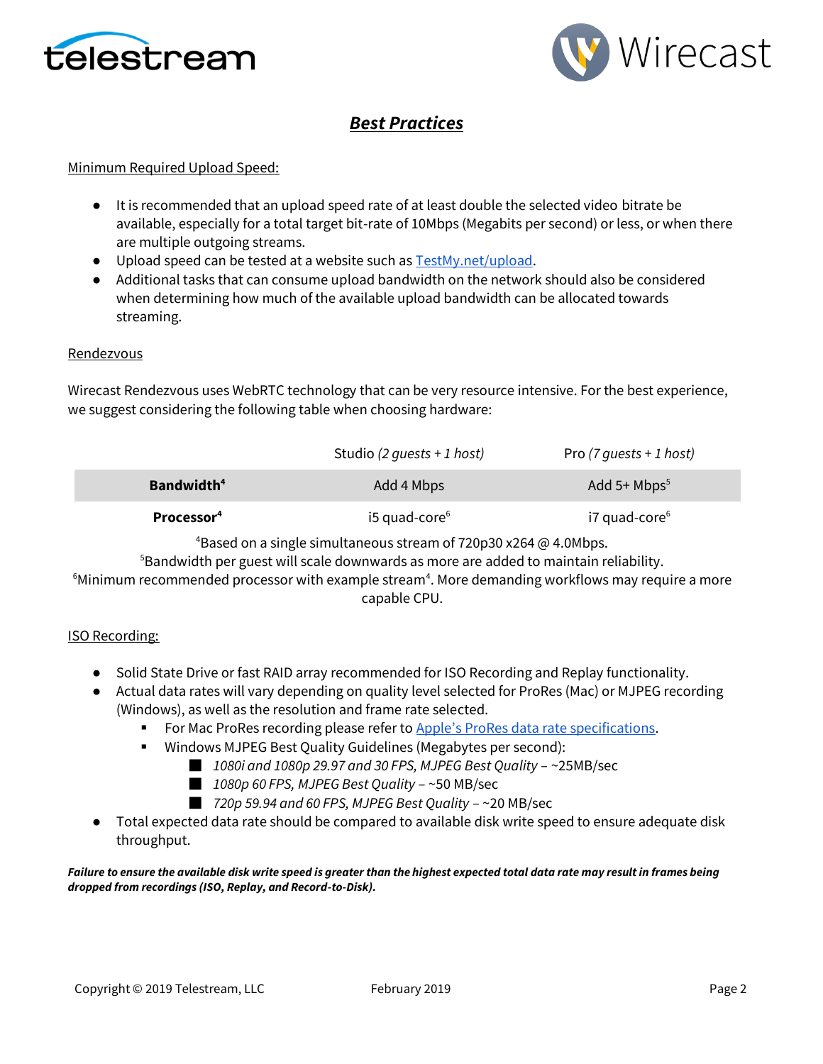## ***Best Practices***

Minimum Required Upload Speed:

- It is recommended that an upload speed rate of at least double the selected video bitrate be available, especially for a total target bit-rate of 10Mbps (Megabits per second) or less, or when there are multiple outgoing streams.
- Upload speed can be tested at a website such as [TestMy.net/upload](TestMy.net/upload).
- Additional tasks that can consume upload bandwidth on the network should also be considered when determining how much of the available upload bandwidth can be allocated towards streaming.

Rendezvous

Wirecast Rendezvous uses WebRTC technology that can be very resource intensive. For the best experience, we suggest considering the following table when choosing hardware:

| | Studio *(2 guests + 1 host)* | Pro *(7 guests + 1 host)* |
|---|---|---|
| **Bandwidth**[4] | Add 4 Mbps | Add 5+ Mbps[5] |
| **Processor**[4] | i5 quad-core[6] | i7 quad-core[6] |

[4]Based on a single simultaneous stream of 720p30 x264 @ 4.0Mbps.
[5]Bandwidth per guest will scale downwards as more are added to maintain reliability.
[6]Minimum recommended processor with example stream[4]. More demanding workflows may require a more capable CPU.

ISO Recording:

- Solid State Drive or fast RAID array recommended for ISO Recording and Replay functionality.
- Actual data rates will vary depending on quality level selected for ProRes (Mac) or MJPEG recording (Windows), as well as the resolution and frame rate selected.
  - For Mac ProRes recording please refer to Apple's ProRes data rate specifications.
  - Windows MJPEG Best Quality Guidelines (Megabytes per second):
    - *1080i and 1080p 29.97 and 30 FPS, MJPEG Best Quality* – ~25MB/sec
    - *1080p 60 FPS, MJPEG Best Quality* – ~50 MB/sec
    - *720p 59.94 and 60 FPS, MJPEG Best Quality* – ~20 MB/sec
- Total expected data rate should be compared to available disk write speed to ensure adequate disk throughput.

***Failure to ensure the available disk write speed is greater than the highest expected total data rate may result in frames being dropped from recordings (ISO, Replay, and Record-to-Disk).***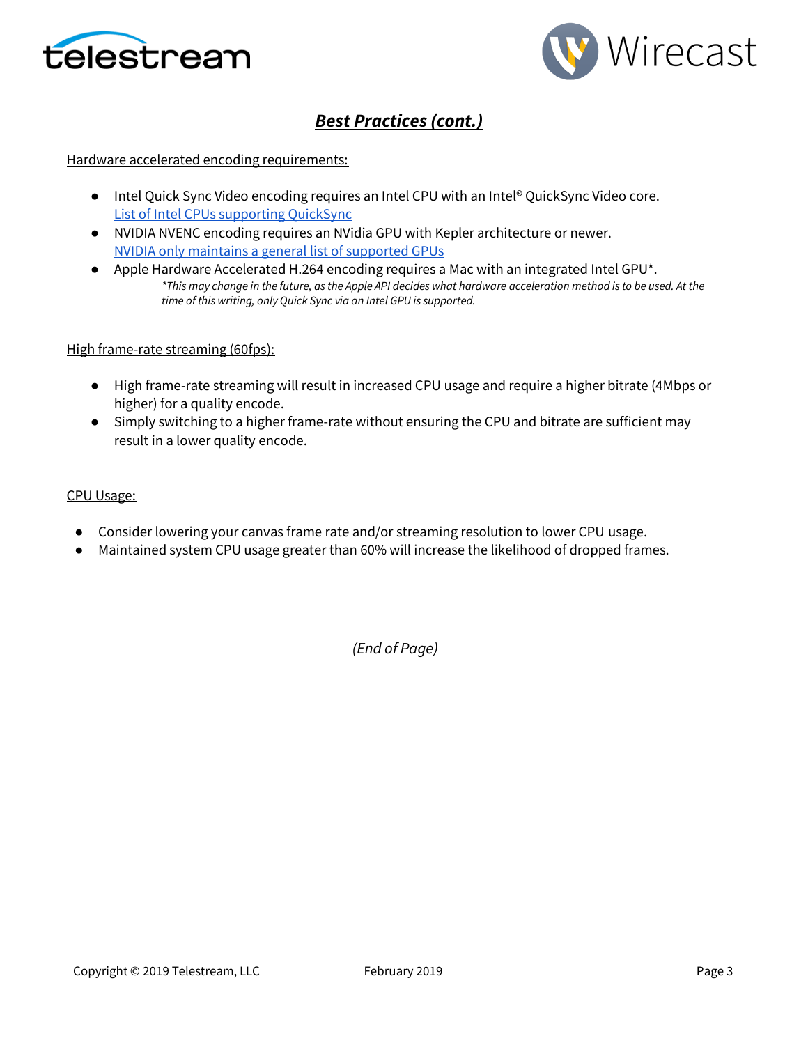## ***Best Practices (cont.)***

Hardware accelerated encoding requirements:

- Intel Quick Sync Video encoding requires an Intel CPU with an Intel® QuickSync Video core. [List of Intel CPUs supporting QuickSync]
- NVIDIA NVENC encoding requires an NVidia GPU with Kepler architecture or newer. [NVIDIA only maintains a general list of supported GPUs]
- Apple Hardware Accelerated H.264 encoding requires a Mac with an integrated Intel GPU*.
  *\*This may change in the future, as the Apple API decides what hardware acceleration method is to be used. At the time of this writing, only Quick Sync via an Intel GPU is supported.*

High frame-rate streaming (60fps):

- High frame-rate streaming will result in increased CPU usage and require a higher bitrate (4Mbps or higher) for a quality encode.
- Simply switching to a higher frame-rate without ensuring the CPU and bitrate are sufficient may result in a lower quality encode.

CPU Usage:

- Consider lowering your canvas frame rate and/or streaming resolution to lower CPU usage.
- Maintained system CPU usage greater than 60% will increase the likelihood of dropped frames.

*(End of Page)*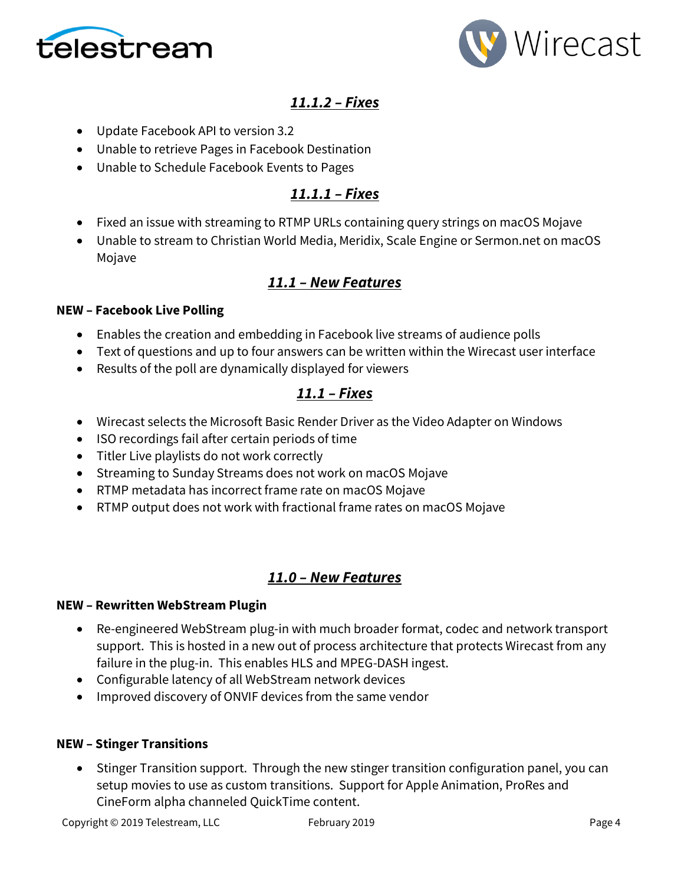## ***11.1.2 – Fixes***

- Update Facebook API to version 3.2
- Unable to retrieve Pages in Facebook Destination
- Unable to Schedule Facebook Events to Pages

## ***11.1.1 – Fixes***

- Fixed an issue with streaming to RTMP URLs containing query strings on macOS Mojave
- Unable to stream to Christian World Media, Meridix, Scale Engine or Sermon.net on macOS Mojave

## ***11.1 – New Features***

**NEW – Facebook Live Polling**

- Enables the creation and embedding in Facebook live streams of audience polls
- Text of questions and up to four answers can be written within the Wirecast user interface
- Results of the poll are dynamically displayed for viewers

## ***11.1 – Fixes***

- Wirecast selects the Microsoft Basic Render Driver as the Video Adapter on Windows
- ISO recordings fail after certain periods of time
- Titler Live playlists do not work correctly
- Streaming to Sunday Streams does not work on macOS Mojave
- RTMP metadata has incorrect frame rate on macOS Mojave
- RTMP output does not work with fractional frame rates on macOS Mojave

## ***11.0 – New Features***

**NEW – Rewritten WebStream Plugin**

- Re-engineered WebStream plug-in with much broader format, codec and network transport support. This is hosted in a new out of process architecture that protects Wirecast from any failure in the plug-in. This enables HLS and MPEG-DASH ingest.
- Configurable latency of all WebStream network devices
- Improved discovery of ONVIF devices from the same vendor

**NEW – Stinger Transitions**

- Stinger Transition support. Through the new stinger transition configuration panel, you can setup movies to use as custom transitions. Support for Apple Animation, ProRes and CineForm alpha channeled QuickTime content.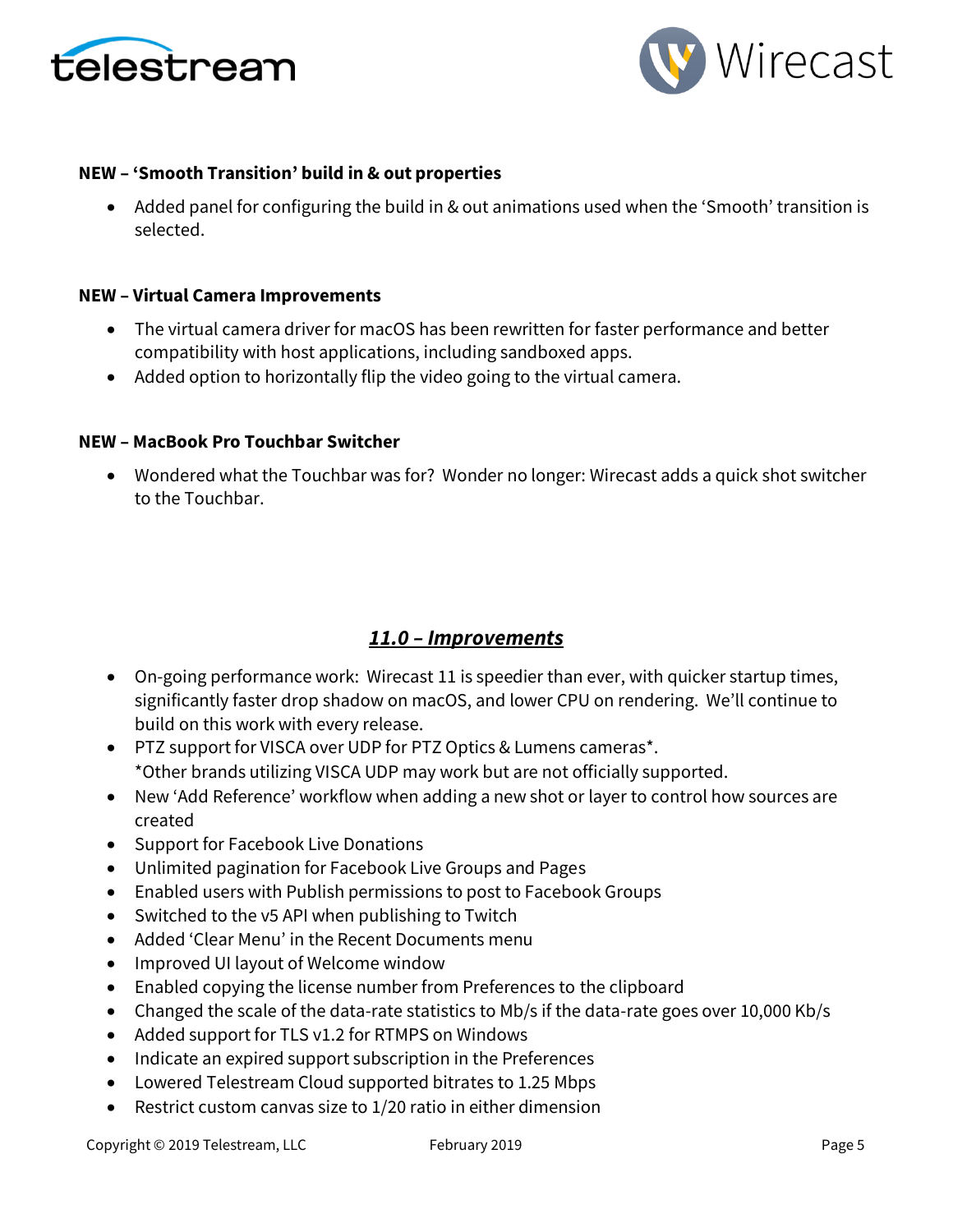**NEW – 'Smooth Transition' build in & out properties**

- Added panel for configuring the build in & out animations used when the 'Smooth' transition is selected.

**NEW – Virtual Camera Improvements**

- The virtual camera driver for macOS has been rewritten for faster performance and better compatibility with host applications, including sandboxed apps.
- Added option to horizontally flip the video going to the virtual camera.

**NEW – MacBook Pro Touchbar Switcher**

- Wondered what the Touchbar was for? Wonder no longer: Wirecast adds a quick shot switcher to the Touchbar.

## ***11.0 – Improvements***

- On-going performance work: Wirecast 11 is speedier than ever, with quicker startup times, significantly faster drop shadow on macOS, and lower CPU on rendering. We'll continue to build on this work with every release.
- PTZ support for VISCA over UDP for PTZ Optics & Lumens cameras*. 
  *Other brands utilizing VISCA UDP may work but are not officially supported.
- New 'Add Reference' workflow when adding a new shot or layer to control how sources are created
- Support for Facebook Live Donations
- Unlimited pagination for Facebook Live Groups and Pages
- Enabled users with Publish permissions to post to Facebook Groups
- Switched to the v5 API when publishing to Twitch
- Added 'Clear Menu' in the Recent Documents menu
- Improved UI layout of Welcome window
- Enabled copying the license number from Preferences to the clipboard
- Changed the scale of the data-rate statistics to Mb/s if the data-rate goes over 10,000 Kb/s
- Added support for TLS v1.2 for RTMPS on Windows
- Indicate an expired support subscription in the Preferences
- Lowered Telestream Cloud supported bitrates to 1.25 Mbps
- Restrict custom canvas size to 1/20 ratio in either dimension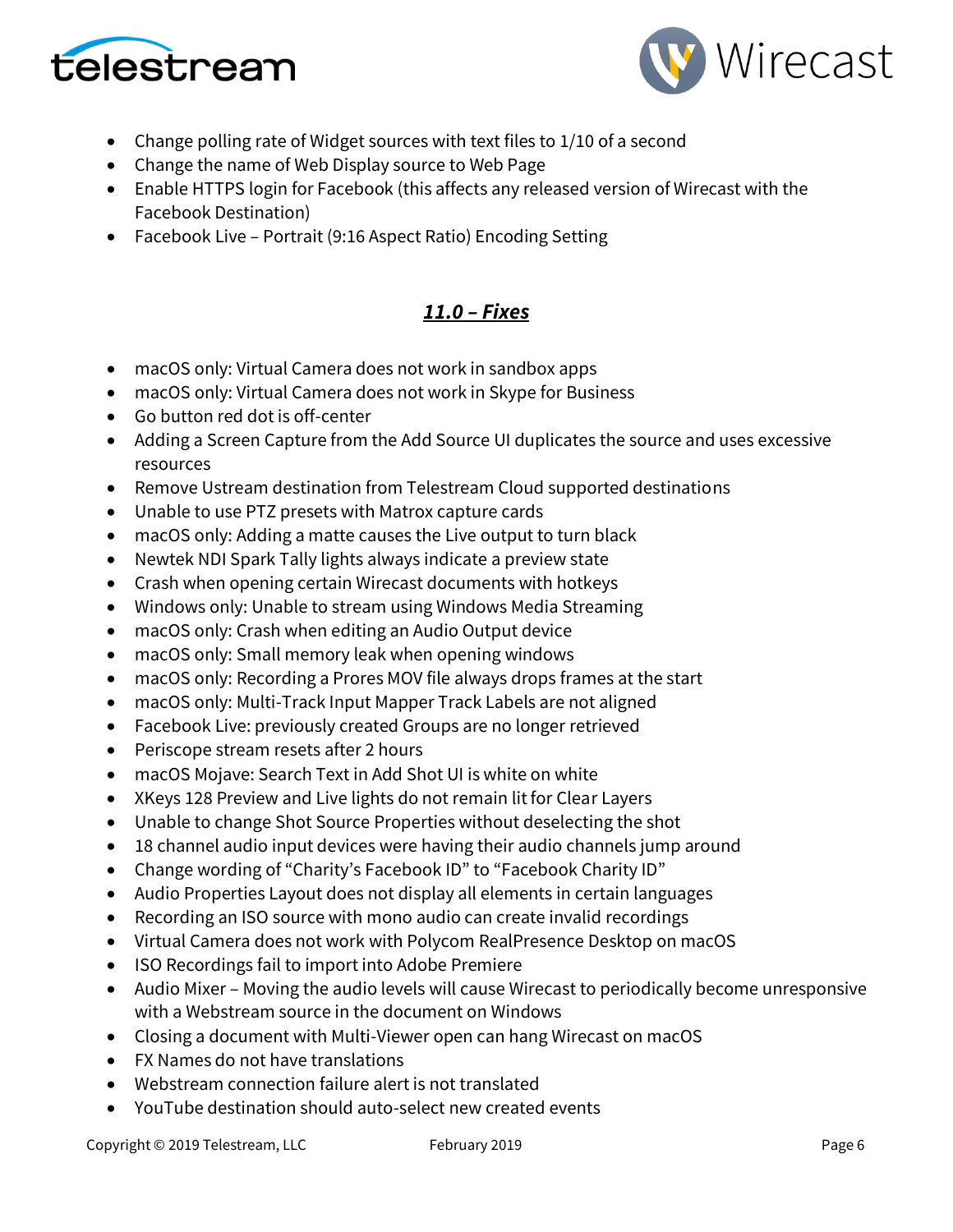- Change polling rate of Widget sources with text files to 1/10 of a second
- Change the name of Web Display source to Web Page
- Enable HTTPS login for Facebook (this affects any released version of Wirecast with the Facebook Destination)
- Facebook Live – Portrait (9:16 Aspect Ratio) Encoding Setting

## ***11.0 – Fixes***

- macOS only: Virtual Camera does not work in sandbox apps
- macOS only: Virtual Camera does not work in Skype for Business
- Go button red dot is off-center
- Adding a Screen Capture from the Add Source UI duplicates the source and uses excessive resources
- Remove Ustream destination from Telestream Cloud supported destinations
- Unable to use PTZ presets with Matrox capture cards
- macOS only: Adding a matte causes the Live output to turn black
- Newtek NDI Spark Tally lights always indicate a preview state
- Crash when opening certain Wirecast documents with hotkeys
- Windows only: Unable to stream using Windows Media Streaming
- macOS only: Crash when editing an Audio Output device
- macOS only: Small memory leak when opening windows
- macOS only: Recording a Prores MOV file always drops frames at the start
- macOS only: Multi-Track Input Mapper Track Labels are not aligned
- Facebook Live: previously created Groups are no longer retrieved
- Periscope stream resets after 2 hours
- macOS Mojave: Search Text in Add Shot UI is white on white
- XKeys 128 Preview and Live lights do not remain lit for Clear Layers
- Unable to change Shot Source Properties without deselecting the shot
- 18 channel audio input devices were having their audio channels jump around
- Change wording of "Charity's Facebook ID" to "Facebook Charity ID"
- Audio Properties Layout does not display all elements in certain languages
- Recording an ISO source with mono audio can create invalid recordings
- Virtual Camera does not work with Polycom RealPresence Desktop on macOS
- ISO Recordings fail to import into Adobe Premiere
- Audio Mixer – Moving the audio levels will cause Wirecast to periodically become unresponsive with a Webstream source in the document on Windows
- Closing a document with Multi-Viewer open can hang Wirecast on macOS
- FX Names do not have translations
- Webstream connection failure alert is not translated
- YouTube destination should auto-select new created events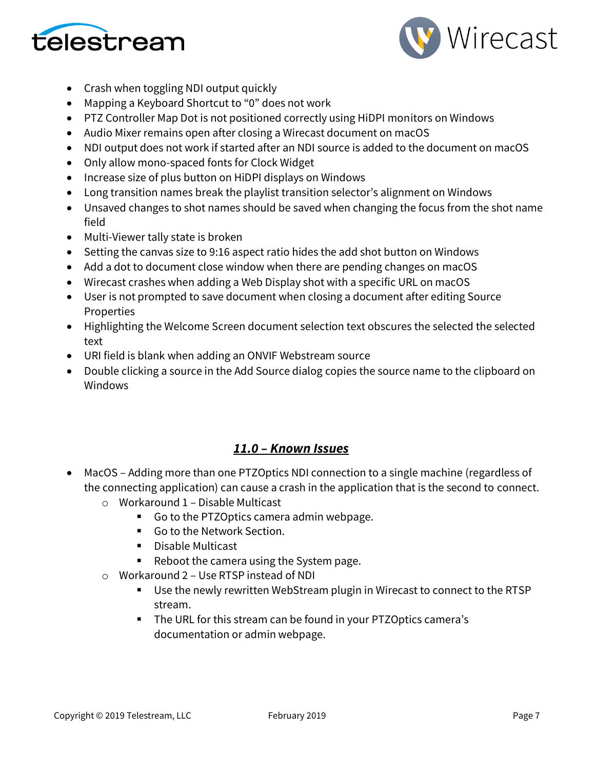- Crash when toggling NDI output quickly
- Mapping a Keyboard Shortcut to "0" does not work
- PTZ Controller Map Dot is not positioned correctly using HiDPI monitors on Windows
- Audio Mixer remains open after closing a Wirecast document on macOS
- NDI output does not work if started after an NDI source is added to the document on macOS
- Only allow mono-spaced fonts for Clock Widget
- Increase size of plus button on HiDPI displays on Windows
- Long transition names break the playlist transition selector's alignment on Windows
- Unsaved changes to shot names should be saved when changing the focus from the shot name field
- Multi-Viewer tally state is broken
- Setting the canvas size to 9:16 aspect ratio hides the add shot button on Windows
- Add a dot to document close window when there are pending changes on macOS
- Wirecast crashes when adding a Web Display shot with a specific URL on macOS
- User is not prompted to save document when closing a document after editing Source Properties
- Highlighting the Welcome Screen document selection text obscures the selected the selected text
- URI field is blank when adding an ONVIF Webstream source
- Double clicking a source in the Add Source dialog copies the source name to the clipboard on Windows

## ***11.0 – Known Issues***

- MacOS – Adding more than one PTZOptics NDI connection to a single machine (regardless of the connecting application) can cause a crash in the application that is the second to connect.
  - Workaround 1 – Disable Multicast
    - Go to the PTZOptics camera admin webpage.
    - Go to the Network Section.
    - Disable Multicast
    - Reboot the camera using the System page.
  - Workaround 2 – Use RTSP instead of NDI
    - Use the newly rewritten WebStream plugin in Wirecast to connect to the RTSP stream.
    - The URL for this stream can be found in your PTZOptics camera's documentation or admin webpage.